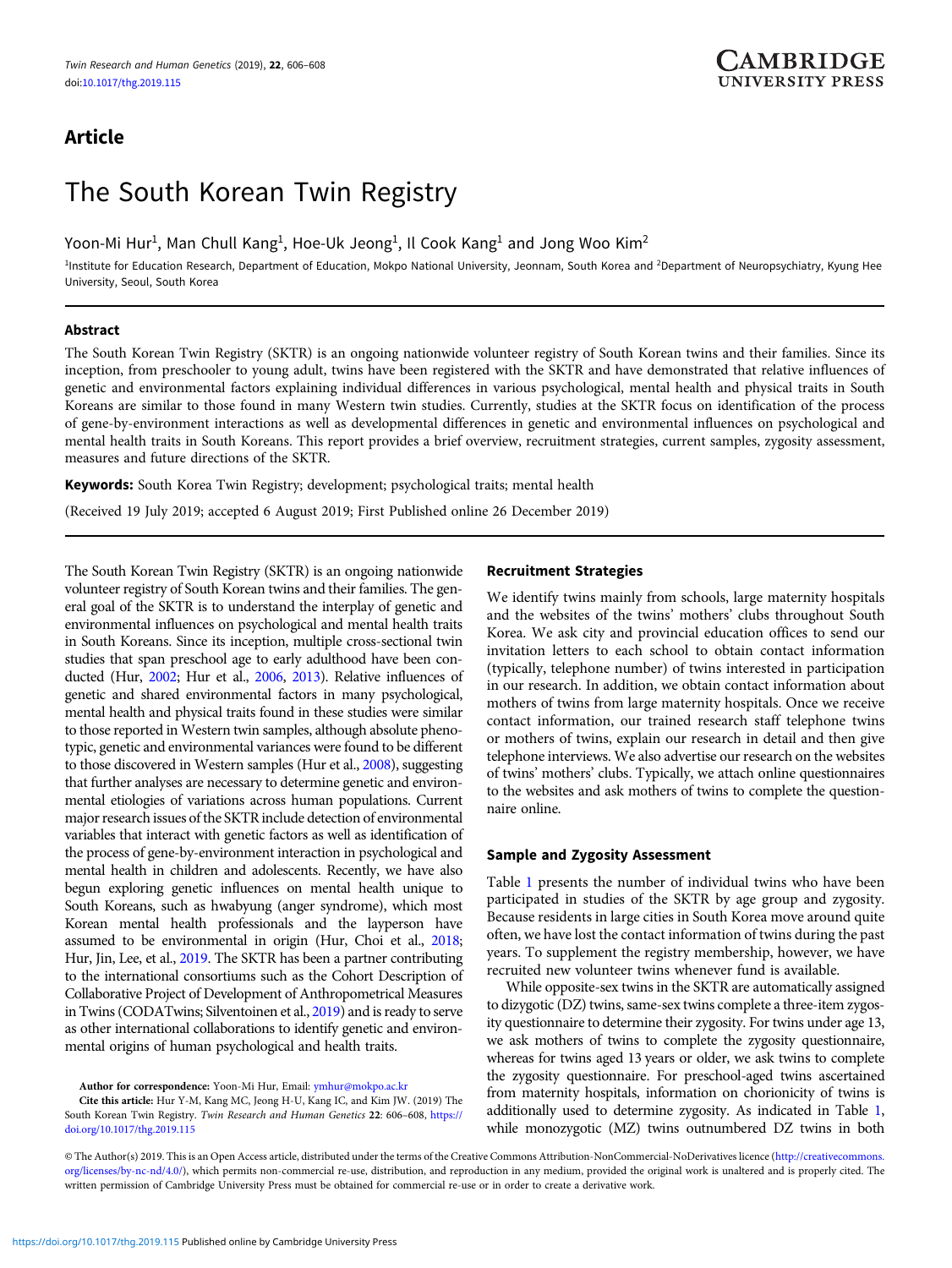Article

# The South Korean Twin Registry

Yoon-Mi Hur[1], Man Chull Kang[1], Hoe-Uk Jeong[1], Il Cook Kang[1] and Jong Woo Kim[2]

[1]Institute for Education Research, Department of Education, Mokpo National University, Jeonnam, South Korea and [2]Department of Neuropsychiatry, Kyung Hee University, Seoul, South Korea

## Abstract

The South Korean Twin Registry (SKTR) is an ongoing nationwide volunteer registry of South Korean twins and their families. Since its inception, from preschooler to young adult, twins have been registered with the SKTR and have demonstrated that relative influences of genetic and environmental factors explaining individual differences in various psychological, mental health and physical traits in South Koreans are similar to those found in many Western twin studies. Currently, studies at the SKTR focus on identification of the process of gene-by-environment interactions as well as developmental differences in genetic and environmental influences on psychological and mental health traits in South Koreans. This report provides a brief overview, recruitment strategies, current samples, zygosity assessment, measures and future directions of the SKTR.

**Keywords:** South Korea Twin Registry; development; psychological traits; mental health

(Received 19 July 2019; accepted 6 August 2019; First Published online 26 December 2019)

The South Korean Twin Registry (SKTR) is an ongoing nationwide volunteer registry of South Korean twins and their families. The general goal of the SKTR is to understand the interplay of genetic and environmental influences on psychological and mental health traits in South Koreans. Since its inception, multiple cross-sectional twin studies that span preschool age to early adulthood have been conducted (Hur, 2002; Hur et al., 2006, 2013). Relative influences of genetic and shared environmental factors in many psychological, mental health and physical traits found in these studies were similar to those reported in Western twin samples, although absolute phenotypic, genetic and environmental variances were found to be different to those discovered in Western samples (Hur et al., 2008), suggesting that further analyses are necessary to determine genetic and environmental etiologies of variations across human populations. Current major research issues of the SKTR include detection of environmental variables that interact with genetic factors as well as identification of the process of gene-by-environment interaction in psychological and mental health in children and adolescents. Recently, we have also begun exploring genetic influences on mental health unique to South Koreans, such as hwabyung (anger syndrome), which most Korean mental health professionals and the layperson have assumed to be environmental in origin (Hur, Choi et al., 2018; Hur, Jin, Lee, et al., 2019. The SKTR has been a partner contributing to the international consortiums such as the Cohort Description of Collaborative Project of Development of Anthropometrical Measures in Twins (CODATwins; Silventoinen et al., 2019) and is ready to serve as other international collaborations to identify genetic and environmental origins of human psychological and health traits.

**Author for correspondence:** Yoon-Mi Hur, Email: ymhur@mokpo.ac.kr

**Cite this article:** Hur Y-M, Kang MC, Jeong H-U, Kang IC, and Kim JW. (2019) The South Korean Twin Registry. *Twin Research and Human Genetics* 22: 606–608, https://doi.org/10.1017/thg.2019.115

## Recruitment Strategies

We identify twins mainly from schools, large maternity hospitals and the websites of the twins' mothers' clubs throughout South Korea. We ask city and provincial education offices to send our invitation letters to each school to obtain contact information (typically, telephone number) of twins interested in participation in our research. In addition, we obtain contact information about mothers of twins from large maternity hospitals. Once we receive contact information, our trained research staff telephone twins or mothers of twins, explain our research in detail and then give telephone interviews. We also advertise our research on the websites of twins' mothers' clubs. Typically, we attach online questionnaires to the websites and ask mothers of twins to complete the questionnaire online.

## Sample and Zygosity Assessment

Table 1 presents the number of individual twins who have been participated in studies of the SKTR by age group and zygosity. Because residents in large cities in South Korea move around quite often, we have lost the contact information of twins during the past years. To supplement the registry membership, however, we have recruited new volunteer twins whenever fund is available.

While opposite-sex twins in the SKTR are automatically assigned to dizygotic (DZ) twins, same-sex twins complete a three-item zygosity questionnaire to determine their zygosity. For twins under age 13, we ask mothers of twins to complete the zygosity questionnaire, whereas for twins aged 13 years or older, we ask twins to complete the zygosity questionnaire. For preschool-aged twins ascertained from maternity hospitals, information on chorionicity of twins is additionally used to determine zygosity. As indicated in Table 1, while monozygotic (MZ) twins outnumbered DZ twins in both

© The Author(s) 2019. This is an Open Access article, distributed under the terms of the Creative Commons Attribution-NonCommercial-NoDerivatives licence (http://creativecommons.org/licenses/by-nc-nd/4.0/), which permits non-commercial re-use, distribution, and reproduction in any medium, provided the original work is unaltered and is properly cited. The written permission of Cambridge University Press must be obtained for commercial re-use or in order to create a derivative work.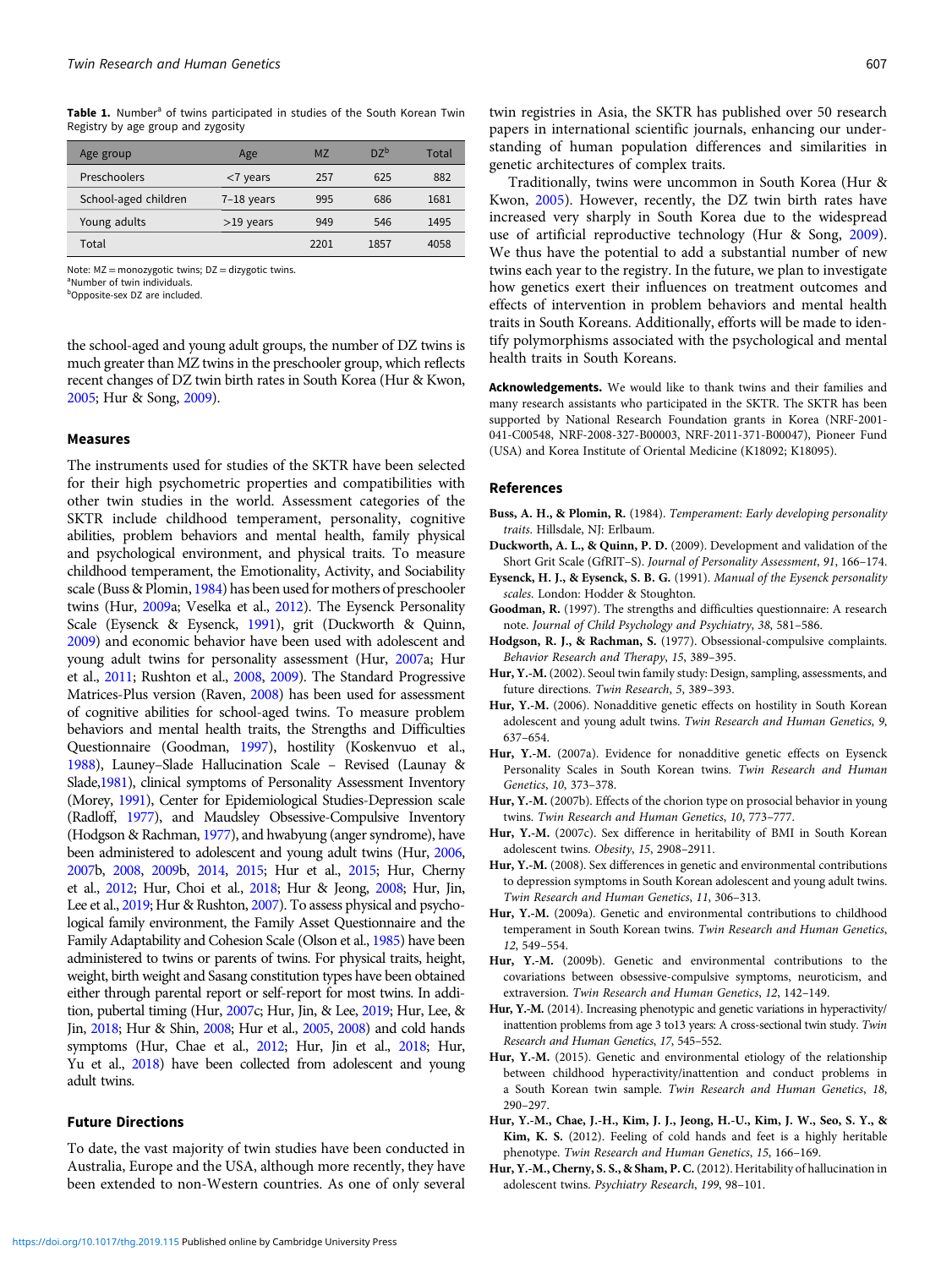**Table 1.** Number[a] of twins participated in studies of the South Korean Twin Registry by age group and zygosity

| Age group | Age | MZ | DZ[b] | Total |
|---|---|---|---|---|
| Preschoolers | <7 years | 257 | 625 | 882 |
| School-aged children | 7–18 years | 995 | 686 | 1681 |
| Young adults | >19 years | 949 | 546 | 1495 |
| Total | | 2201 | 1857 | 4058 |

Note: MZ = monozygotic twins; DZ = dizygotic twins.
[a]Number of twin individuals.
[b]Opposite-sex DZ are included.

the school-aged and young adult groups, the number of DZ twins is much greater than MZ twins in the preschooler group, which reflects recent changes of DZ twin birth rates in South Korea (Hur & Kwon, 2005; Hur & Song, 2009).

### Measures

The instruments used for studies of the SKTR have been selected for their high psychometric properties and compatibilities with other twin studies in the world. Assessment categories of the SKTR include childhood temperament, personality, cognitive abilities, problem behaviors and mental health, family physical and psychological environment, and physical traits. To measure childhood temperament, the Emotionality, Activity, and Sociability scale (Buss & Plomin, 1984) has been used for mothers of preschooler twins (Hur, 2009a; Veselka et al., 2012). The Eysenck Personality Scale (Eysenck & Eysenck, 1991), grit (Duckworth & Quinn, 2009) and economic behavior have been used with adolescent and young adult twins for personality assessment (Hur, 2007a; Hur et al., 2011; Rushton et al., 2008, 2009). The Standard Progressive Matrices-Plus version (Raven, 2008) has been used for assessment of cognitive abilities for school-aged twins. To measure problem behaviors and mental health traits, the Strengths and Difficulties Questionnaire (Goodman, 1997), hostility (Koskenvuo et al., 1988), Launey–Slade Hallucination Scale – Revised (Launay & Slade,1981), clinical symptoms of Personality Assessment Inventory (Morey, 1991), Center for Epidemiological Studies-Depression scale (Radloff, 1977), and Maudsley Obsessive-Compulsive Inventory (Hodgson & Rachman, 1977), and hwabyung (anger syndrome), have been administered to adolescent and young adult twins (Hur, 2006, 2007b, 2008, 2009b, 2014, 2015; Hur et al., 2015; Hur, Cherny et al., 2012; Hur, Choi et al., 2018; Hur & Jeong, 2008; Hur, Jin, Lee et al., 2019; Hur & Rushton, 2007). To assess physical and psychological family environment, the Family Asset Questionnaire and the Family Adaptability and Cohesion Scale (Olson et al., 1985) have been administered to twins or parents of twins. For physical traits, height, weight, birth weight and Sasang constitution types have been obtained either through parental report or self-report for most twins. In addition, pubertal timing (Hur, 2007c; Hur, Jin, & Lee, 2019; Hur, Lee, & Jin, 2018; Hur & Shin, 2008; Hur et al., 2005, 2008) and cold hands symptoms (Hur, Chae et al., 2012; Hur, Jin et al., 2018; Hur, Yu et al., 2018) have been collected from adolescent and young adult twins.

### Future Directions

To date, the vast majority of twin studies have been conducted in Australia, Europe and the USA, although more recently, they have been extended to non-Western countries. As one of only several twin registries in Asia, the SKTR has published over 50 research papers in international scientific journals, enhancing our understanding of human population differences and similarities in genetic architectures of complex traits.

Traditionally, twins were uncommon in South Korea (Hur & Kwon, 2005). However, recently, the DZ twin birth rates have increased very sharply in South Korea due to the widespread use of artificial reproductive technology (Hur & Song, 2009). We thus have the potential to add a substantial number of new twins each year to the registry. In the future, we plan to investigate how genetics exert their influences on treatment outcomes and effects of intervention in problem behaviors and mental health traits in South Koreans. Additionally, efforts will be made to identify polymorphisms associated with the psychological and mental health traits in South Koreans.

**Acknowledgements.** We would like to thank twins and their families and many research assistants who participated in the SKTR. The SKTR has been supported by National Research Foundation grants in Korea (NRF-2001-041-C00548, NRF-2008-327-B00003, NRF-2011-371-B00047), Pioneer Fund (USA) and Korea Institute of Oriental Medicine (K18092; K18095).

### References

**Buss, A. H., & Plomin, R.** (1984). *Temperament: Early developing personality traits*. Hillsdale, NJ: Erlbaum.

**Duckworth, A. L., & Quinn, P. D.** (2009). Development and validation of the Short Grit Scale (GfRIT–S). *Journal of Personality Assessment*, *91*, 166–174.

**Eysenck, H. J., & Eysenck, S. B. G.** (1991). *Manual of the Eysenck personality scales*. London: Hodder & Stoughton.

**Goodman, R.** (1997). The strengths and difficulties questionnaire: A research note. *Journal of Child Psychology and Psychiatry*, *38*, 581–586.

**Hodgson, R. J., & Rachman, S.** (1977). Obsessional-compulsive complaints. *Behavior Research and Therapy*, *15*, 389–395.

**Hur, Y.-M.** (2002). Seoul twin family study: Design, sampling, assessments, and future directions. *Twin Research*, *5*, 389–393.

**Hur, Y.-M.** (2006). Nonadditive genetic effects on hostility in South Korean adolescent and young adult twins. *Twin Research and Human Genetics*, *9*, 637–654.

**Hur, Y.-M.** (2007a). Evidence for nonadditive genetic effects on Eysenck Personality Scales in South Korean twins. *Twin Research and Human Genetics*, *10*, 373–378.

**Hur, Y.-M.** (2007b). Effects of the chorion type on prosocial behavior in young twins. *Twin Research and Human Genetics*, *10*, 773–777.

**Hur, Y.-M.** (2007c). Sex difference in heritability of BMI in South Korean adolescent twins. *Obesity*, *15*, 2908–2911.

**Hur, Y.-M.** (2008). Sex differences in genetic and environmental contributions to depression symptoms in South Korean adolescent and young adult twins. *Twin Research and Human Genetics*, *11*, 306–313.

**Hur, Y.-M.** (2009a). Genetic and environmental contributions to childhood temperament in South Korean twins. *Twin Research and Human Genetics*, *12*, 549–554.

**Hur, Y.-M.** (2009b). Genetic and environmental contributions to the covariations between obsessive-compulsive symptoms, neuroticism, and extraversion. *Twin Research and Human Genetics*, *12*, 142–149.

**Hur, Y.-M.** (2014). Increasing phenotypic and genetic variations in hyperactivity/inattention problems from age 3 to13 years: A cross-sectional twin study. *Twin Research and Human Genetics*, *17*, 545–552.

**Hur, Y.-M.** (2015). Genetic and environmental etiology of the relationship between childhood hyperactivity/inattention and conduct problems in a South Korean twin sample. *Twin Research and Human Genetics*, *18*, 290–297.

**Hur, Y.-M., Chae, J.-H., Kim, J. J., Jeong, H.-U., Kim, J. W., Seo, S. Y., & Kim, K. S.** (2012). Feeling of cold hands and feet is a highly heritable phenotype. *Twin Research and Human Genetics*, *15*, 166–169.

**Hur, Y.-M., Cherny, S. S., & Sham, P. C.** (2012). Heritability of hallucination in adolescent twins. *Psychiatry Research*, *199*, 98–101.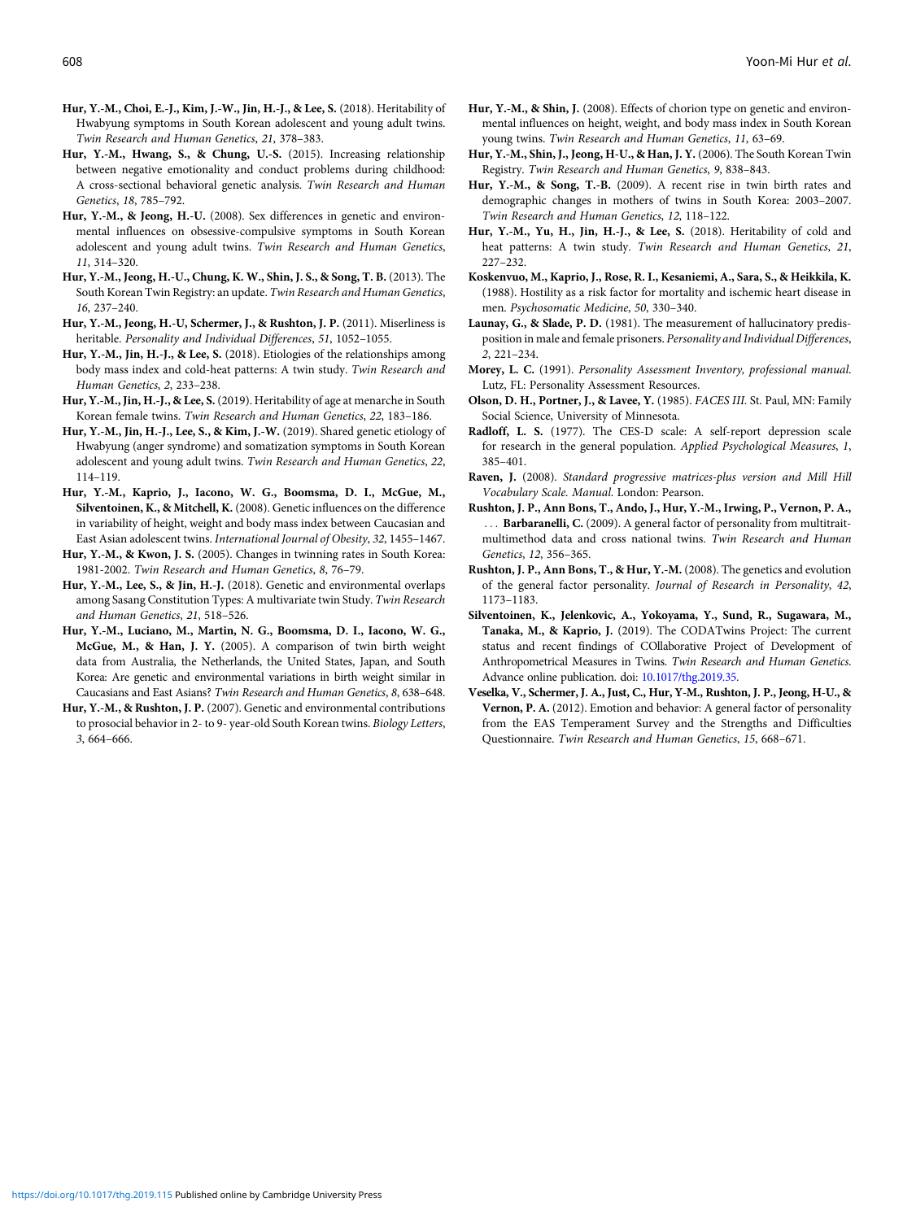**Hur, Y.-M., Choi, E.-J., Kim, J.-W., Jin, H.-J., & Lee, S.** (2018). Heritability of Hwabyung symptoms in South Korean adolescent and young adult twins. *Twin Research and Human Genetics, 21*, 378–383.

**Hur, Y.-M., Hwang, S., & Chung, U.-S.** (2015). Increasing relationship between negative emotionality and conduct problems during childhood: A cross-sectional behavioral genetic analysis. *Twin Research and Human Genetics*, *18*, 785–792.

**Hur, Y.-M., & Jeong, H.-U.** (2008). Sex differences in genetic and environmental influences on obsessive-compulsive symptoms in South Korean adolescent and young adult twins. *Twin Research and Human Genetics*, *11*, 314–320.

**Hur, Y.-M., Jeong, H.-U., Chung, K. W., Shin, J. S., & Song, T. B.** (2013). The South Korean Twin Registry: an update. *Twin Research and Human Genetics*, *16*, 237–240.

**Hur, Y.-M., Jeong, H.-U, Schermer, J., & Rushton, J. P.** (2011). Miserliness is heritable. *Personality and Individual Differences*, *51*, 1052–1055.

**Hur, Y.-M., Jin, H.-J., & Lee, S.** (2018). Etiologies of the relationships among body mass index and cold-heat patterns: A twin study. *Twin Research and Human Genetics*, *2*, 233–238.

**Hur, Y.-M., Jin, H.-J., & Lee, S.** (2019). Heritability of age at menarche in South Korean female twins. *Twin Research and Human Genetics*, *22*, 183–186.

**Hur, Y.-M., Jin, H.-J., Lee, S., & Kim, J.-W.** (2019). Shared genetic etiology of Hwabyung (anger syndrome) and somatization symptoms in South Korean adolescent and young adult twins. *Twin Research and Human Genetics*, *22*, 114–119.

**Hur, Y.-M., Kaprio, J., Iacono, W. G., Boomsma, D. I., McGue, M., Silventoinen, K., & Mitchell, K.** (2008). Genetic influences on the difference in variability of height, weight and body mass index between Caucasian and East Asian adolescent twins. *International Journal of Obesity*, *32*, 1455–1467.

**Hur, Y.-M., & Kwon, J. S.** (2005). Changes in twinning rates in South Korea: 1981-2002. *Twin Research and Human Genetics*, *8*, 76–79.

**Hur, Y.-M., Lee, S., & Jin, H.-J.** (2018). Genetic and environmental overlaps among Sasang Constitution Types: A multivariate twin Study. *Twin Research and Human Genetics*, *21*, 518–526.

**Hur, Y.-M., Luciano, M., Martin, N. G., Boomsma, D. I., Iacono, W. G., McGue, M., & Han, J. Y.** (2005). A comparison of twin birth weight data from Australia, the Netherlands, the United States, Japan, and South Korea: Are genetic and environmental variations in birth weight similar in Caucasians and East Asians? *Twin Research and Human Genetics*, *8*, 638–648.

**Hur, Y.-M., & Rushton, J. P.** (2007). Genetic and environmental contributions to prosocial behavior in 2- to 9- year-old South Korean twins. *Biology Letters*, *3*, 664–666.

**Hur, Y.-M., & Shin, J.** (2008). Effects of chorion type on genetic and environmental influences on height, weight, and body mass index in South Korean young twins. *Twin Research and Human Genetics*, *11*, 63–69.

**Hur, Y.-M., Shin, J., Jeong, H-U., & Han, J. Y.** (2006). The South Korean Twin Registry. *Twin Research and Human Genetics*, *9*, 838–843.

**Hur, Y.-M., & Song, T.-B.** (2009). A recent rise in twin birth rates and demographic changes in mothers of twins in South Korea: 2003–2007. *Twin Research and Human Genetics*, *12*, 118–122.

**Hur, Y.-M., Yu, H., Jin, H.-J., & Lee, S.** (2018). Heritability of cold and heat patterns: A twin study. *Twin Research and Human Genetics*, *21*, 227–232.

**Koskenvuo, M., Kaprio, J., Rose, R. I., Kesaniemi, A., Sara, S., & Heikkila, K.** (1988). Hostility as a risk factor for mortality and ischemic heart disease in men. *Psychosomatic Medicine*, *50*, 330–340.

**Launay, G., & Slade, P. D.** (1981). The measurement of hallucinatory predisposition in male and female prisoners. *Personality and Individual Differences*, *2*, 221–234.

**Morey, L. C.** (1991). *Personality Assessment Inventory, professional manual.* Lutz, FL: Personality Assessment Resources.

**Olson, D. H., Portner, J., & Lavee, Y.** (1985). *FACES III*. St. Paul, MN: Family Social Science, University of Minnesota.

**Radloff, L. S.** (1977). The CES-D scale: A self-report depression scale for research in the general population. *Applied Psychological Measures*, *1*, 385–401.

**Raven, J.** (2008). *Standard progressive matrices-plus version and Mill Hill Vocabulary Scale. Manual.* London: Pearson.

**Rushton, J. P., Ann Bons, T., Ando, J., Hur, Y.-M., Irwing, P., Vernon, P. A., . . . Barbaranelli, C.** (2009). A general factor of personality from multitrait-multimethod data and cross national twins. *Twin Research and Human Genetics*, *12*, 356–365.

**Rushton, J. P., Ann Bons, T., & Hur, Y.-M.** (2008). The genetics and evolution of the general factor personality. *Journal of Research in Personality*, *42*, 1173–1183.

**Silventoinen, K., Jelenkovic, A., Yokoyama, Y., Sund, R., Sugawara, M., Tanaka, M., & Kaprio, J.** (2019). The CODATwins Project: The current status and recent findings of COllaborative Project of Development of Anthropometrical Measures in Twins. *Twin Research and Human Genetics*. Advance online publication. doi: 10.1017/thg.2019.35.

**Veselka, V., Schermer, J. A., Just, C., Hur, Y-M., Rushton, J. P., Jeong, H-U., & Vernon, P. A.** (2012). Emotion and behavior: A general factor of personality from the EAS Temperament Survey and the Strengths and Difficulties Questionnaire. *Twin Research and Human Genetics*, *15*, 668–671.